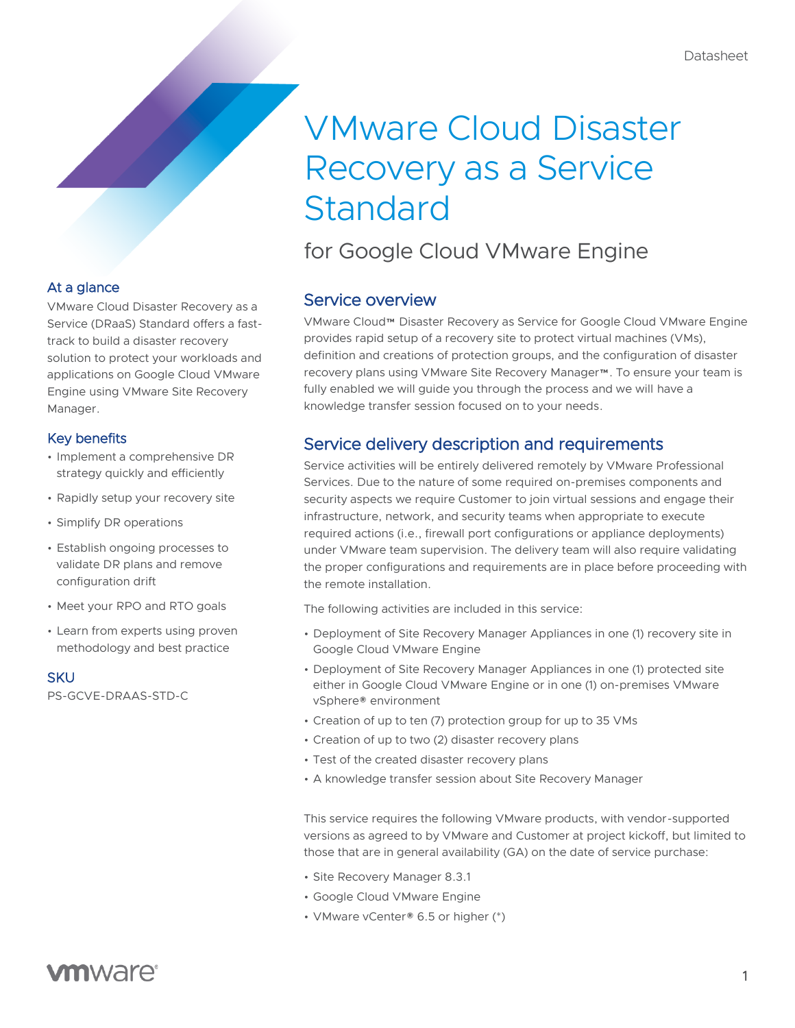Datasheet

# VMware Cloud Disaster Recovery as a Service Standard

## for Google Cloud VMware Engine

### At a glance

VMware Cloud Disaster Recovery as a Service (DRaaS) Standard offers a fast-track to build a disaster recovery solution to protect your workloads and applications on Google Cloud VMware Engine using VMware Site Recovery Manager.

### Key benefits

- Implement a comprehensive DR strategy quickly and efficiently
- Rapidly setup your recovery site
- Simplify DR operations
- Establish ongoing processes to validate DR plans and remove configuration drift
- Meet your RPO and RTO goals
- Learn from experts using proven methodology and best practice

### SKU

PS-GCVE-DRAAS-STD-C

## Service overview

VMware Cloud™ Disaster Recovery as Service for Google Cloud VMware Engine provides rapid setup of a recovery site to protect virtual machines (VMs), definition and creations of protection groups, and the configuration of disaster recovery plans using VMware Site Recovery Manager™. To ensure your team is fully enabled we will guide you through the process and we will have a knowledge transfer session focused on to your needs.

## Service delivery description and requirements

Service activities will be entirely delivered remotely by VMware Professional Services. Due to the nature of some required on-premises components and security aspects we require Customer to join virtual sessions and engage their infrastructure, network, and security teams when appropriate to execute required actions (i.e., firewall port configurations or appliance deployments) under VMware team supervision. The delivery team will also require validating the proper configurations and requirements are in place before proceeding with the remote installation.

The following activities are included in this service:

- Deployment of Site Recovery Manager Appliances in one (1) recovery site in Google Cloud VMware Engine
- Deployment of Site Recovery Manager Appliances in one (1) protected site either in Google Cloud VMware Engine or in one (1) on-premises VMware vSphere® environment
- Creation of up to ten (7) protection group for up to 35 VMs
- Creation of up to two (2) disaster recovery plans
- Test of the created disaster recovery plans
- A knowledge transfer session about Site Recovery Manager

This service requires the following VMware products, with vendor-supported versions as agreed to by VMware and Customer at project kickoff, but limited to those that are in general availability (GA) on the date of service purchase:

- Site Recovery Manager 8.3.1
- Google Cloud VMware Engine
- VMware vCenter® 6.5 or higher (*)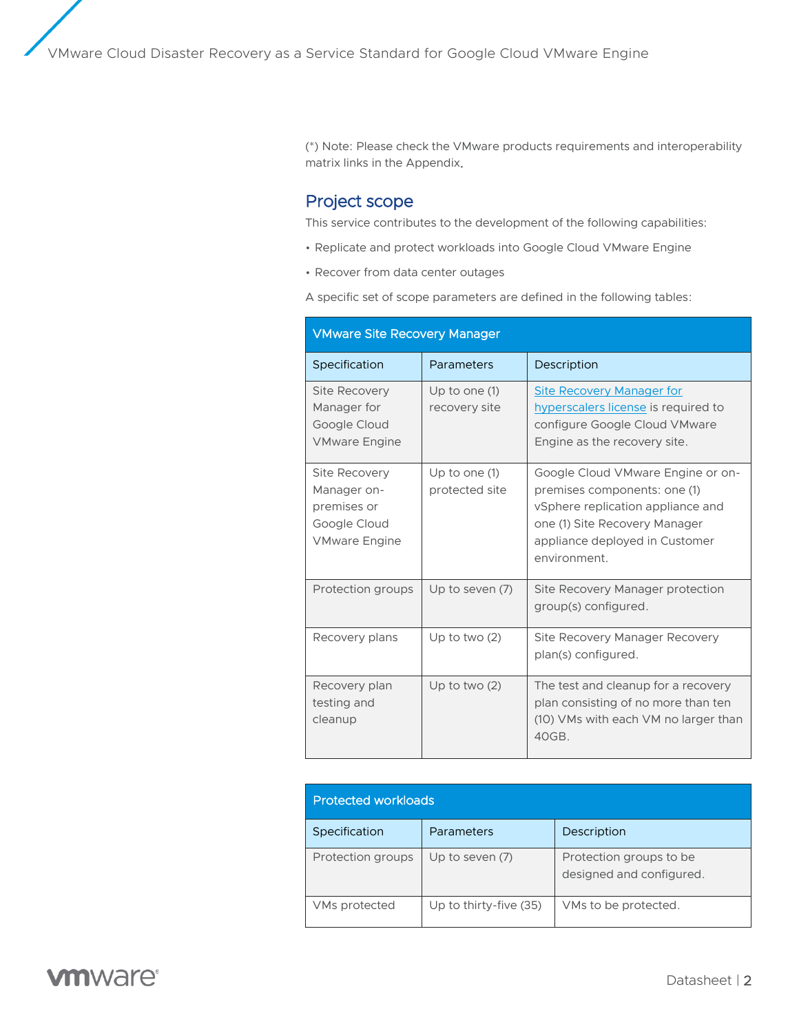(*) Note: Please check the VMware products requirements and interoperability matrix links in the Appendix.

## Project scope

This service contributes to the development of the following capabilities:

- Replicate and protect workloads into Google Cloud VMware Engine
- Recover from data center outages

A specific set of scope parameters are defined in the following tables:

| VMware Site Recovery Manager | | |
|---|---|---|
| **Specification** | **Parameters** | **Description** |
| Site Recovery Manager for Google Cloud VMware Engine | Up to one (1) recovery site | [Site Recovery Manager for hyperscalers license]() is required to configure Google Cloud VMware Engine as the recovery site. |
| Site Recovery Manager on-premises or Google Cloud VMware Engine | Up to one (1) protected site | Google Cloud VMware Engine or on-premises components: one (1) vSphere replication appliance and one (1) Site Recovery Manager appliance deployed in Customer environment. |
| Protection groups | Up to seven (7) | Site Recovery Manager protection group(s) configured. |
| Recovery plans | Up to two (2) | Site Recovery Manager Recovery plan(s) configured. |
| Recovery plan testing and cleanup | Up to two (2) | The test and cleanup for a recovery plan consisting of no more than ten (10) VMs with each VM no larger than 40GB. |

| Protected workloads | | |
|---|---|---|
| **Specification** | **Parameters** | **Description** |
| Protection groups | Up to seven (7) | Protection groups to be designed and configured. |
| VMs protected | Up to thirty-five (35) | VMs to be protected. |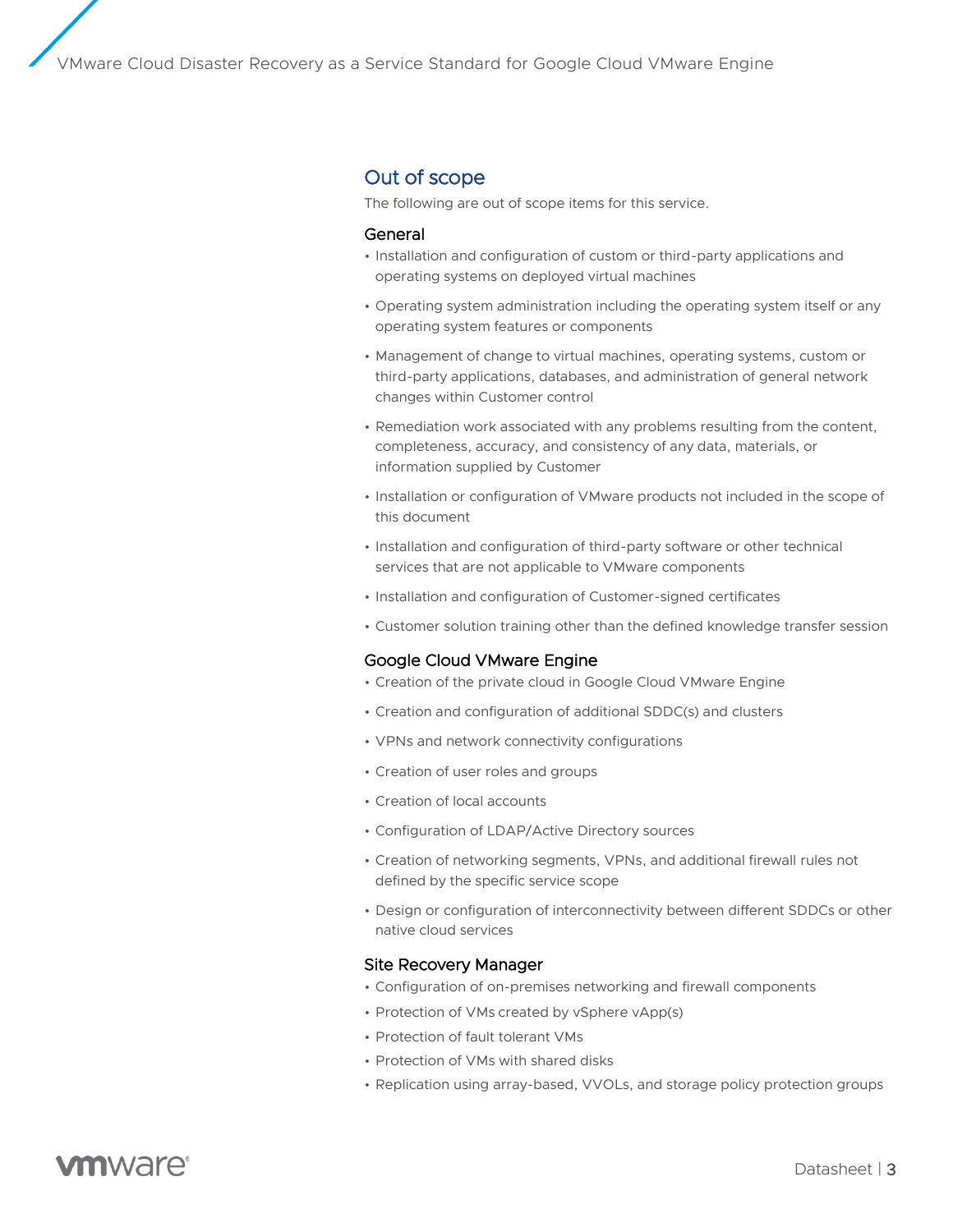## Out of scope

The following are out of scope items for this service.

### General

- Installation and configuration of custom or third-party applications and operating systems on deployed virtual machines
- Operating system administration including the operating system itself or any operating system features or components
- Management of change to virtual machines, operating systems, custom or third-party applications, databases, and administration of general network changes within Customer control
- Remediation work associated with any problems resulting from the content, completeness, accuracy, and consistency of any data, materials, or information supplied by Customer
- Installation or configuration of VMware products not included in the scope of this document
- Installation and configuration of third-party software or other technical services that are not applicable to VMware components
- Installation and configuration of Customer-signed certificates
- Customer solution training other than the defined knowledge transfer session

### Google Cloud VMware Engine

- Creation of the private cloud in Google Cloud VMware Engine
- Creation and configuration of additional SDDC(s) and clusters
- VPNs and network connectivity configurations
- Creation of user roles and groups
- Creation of local accounts
- Configuration of LDAP/Active Directory sources
- Creation of networking segments, VPNs, and additional firewall rules not defined by the specific service scope
- Design or configuration of interconnectivity between different SDDCs or other native cloud services

### Site Recovery Manager

- Configuration of on-premises networking and firewall components
- Protection of VMs created by vSphere vApp(s)
- Protection of fault tolerant VMs
- Protection of VMs with shared disks
- Replication using array-based, VVOLs, and storage policy protection groups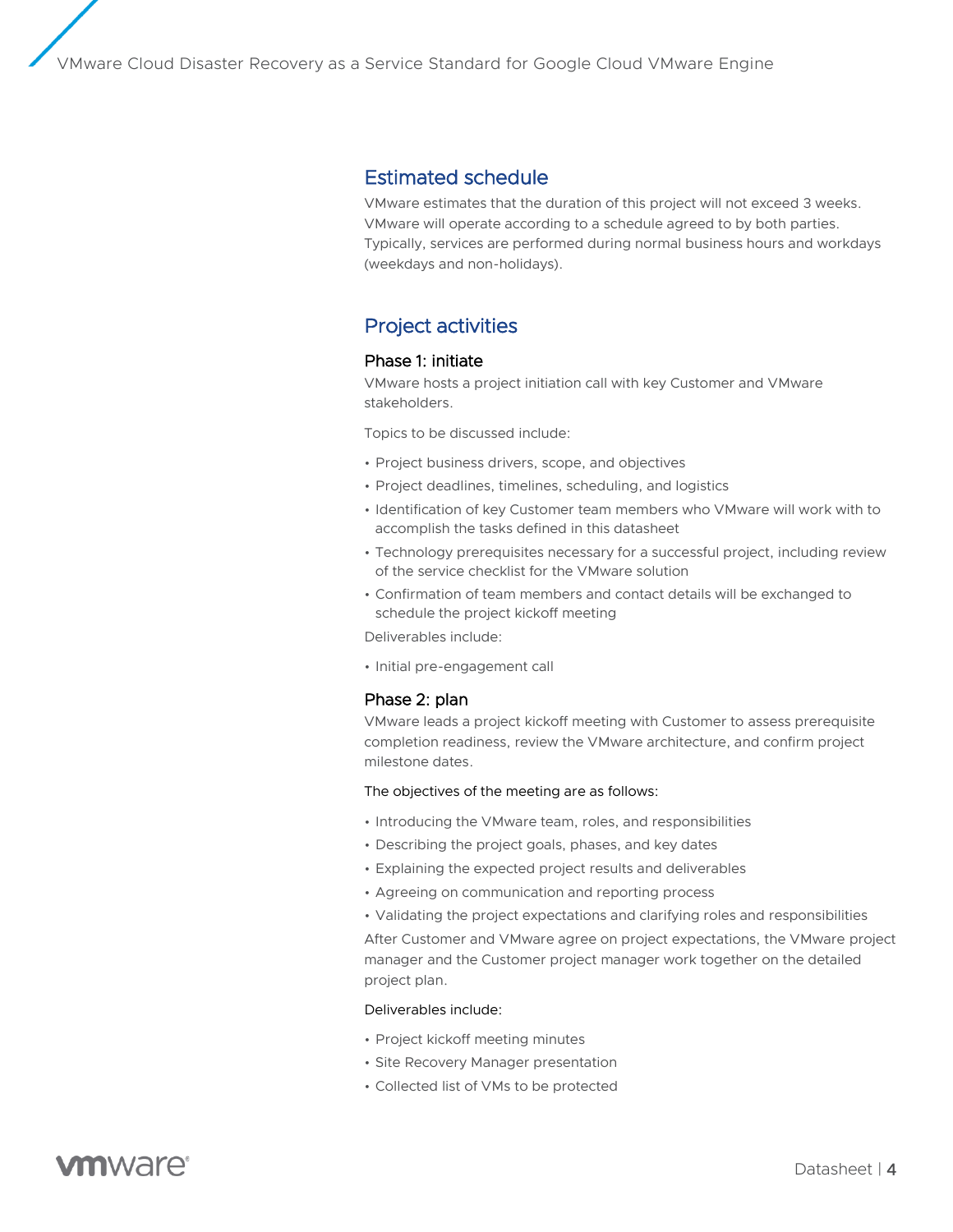## Estimated schedule

VMware estimates that the duration of this project will not exceed 3 weeks. VMware will operate according to a schedule agreed to by both parties. Typically, services are performed during normal business hours and workdays (weekdays and non-holidays).

## Project activities

### Phase 1: initiate

VMware hosts a project initiation call with key Customer and VMware stakeholders.

Topics to be discussed include:

- Project business drivers, scope, and objectives
- Project deadlines, timelines, scheduling, and logistics
- Identification of key Customer team members who VMware will work with to accomplish the tasks defined in this datasheet
- Technology prerequisites necessary for a successful project, including review of the service checklist for the VMware solution
- Confirmation of team members and contact details will be exchanged to schedule the project kickoff meeting

Deliverables include:

- Initial pre-engagement call

### Phase 2: plan

VMware leads a project kickoff meeting with Customer to assess prerequisite completion readiness, review the VMware architecture, and confirm project milestone dates.

The objectives of the meeting are as follows:

- Introducing the VMware team, roles, and responsibilities
- Describing the project goals, phases, and key dates
- Explaining the expected project results and deliverables
- Agreeing on communication and reporting process
- Validating the project expectations and clarifying roles and responsibilities

After Customer and VMware agree on project expectations, the VMware project manager and the Customer project manager work together on the detailed project plan.

Deliverables include:

- Project kickoff meeting minutes
- Site Recovery Manager presentation
- Collected list of VMs to be protected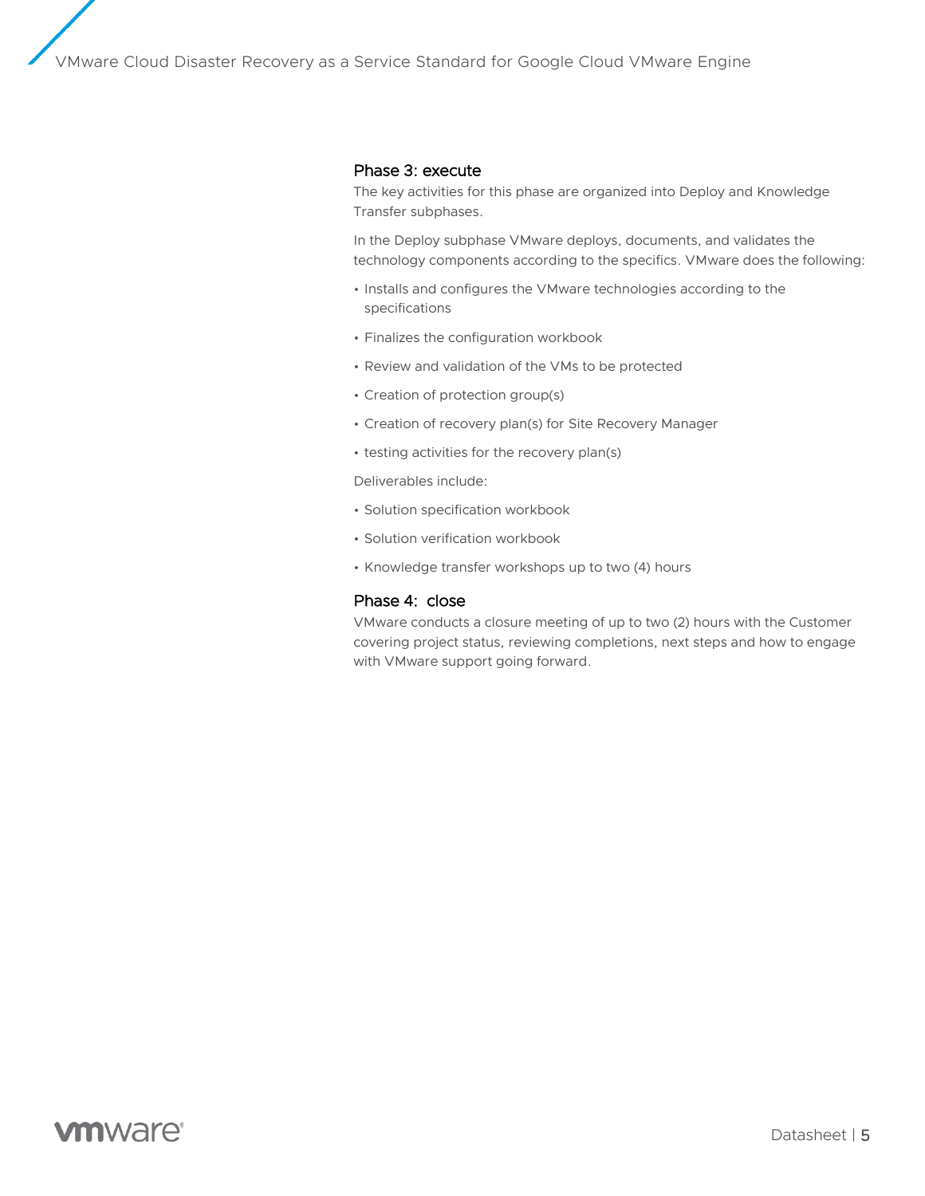### Phase 3: execute

The key activities for this phase are organized into Deploy and Knowledge Transfer subphases.

In the Deploy subphase VMware deploys, documents, and validates the technology components according to the specifics. VMware does the following:

- Installs and configures the VMware technologies according to the specifications
- Finalizes the configuration workbook
- Review and validation of the VMs to be protected
- Creation of protection group(s)
- Creation of recovery plan(s) for Site Recovery Manager
- testing activities for the recovery plan(s)

Deliverables include:

- Solution specification workbook
- Solution verification workbook
- Knowledge transfer workshops up to two (4) hours

### Phase 4: close

VMware conducts a closure meeting of up to two (2) hours with the Customer covering project status, reviewing completions, next steps and how to engage with VMware support going forward.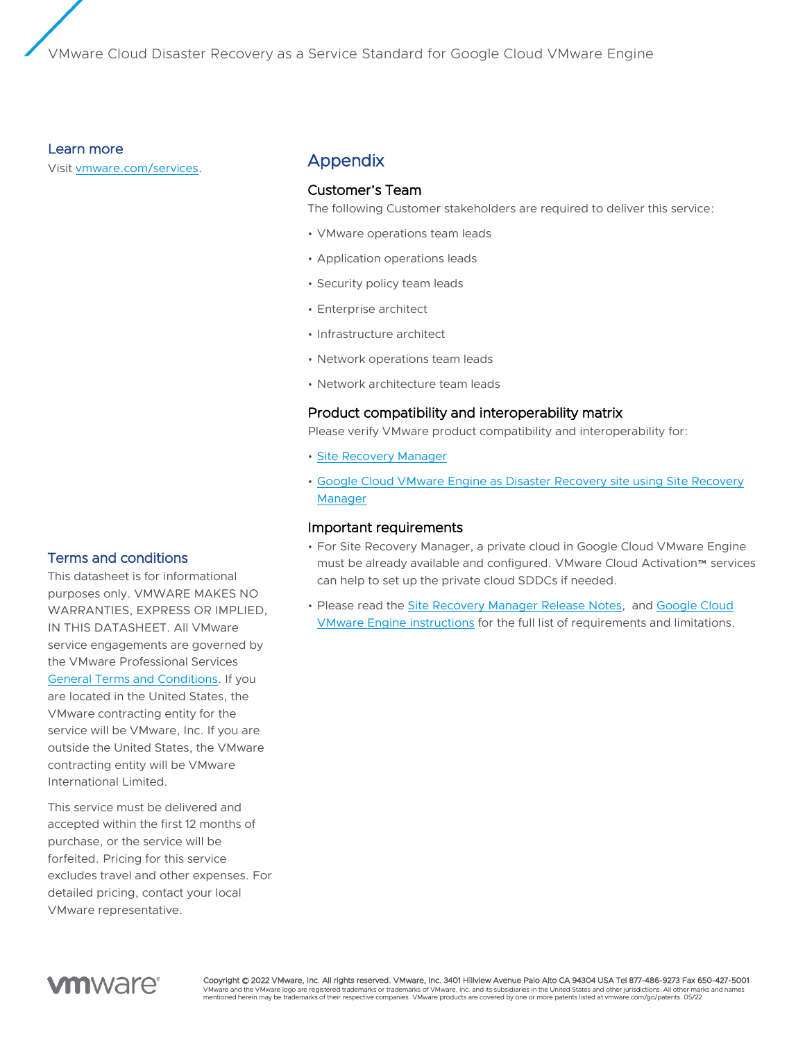## Learn more

Visit [vmware.com/services](vmware.com/services).

## Terms and conditions

This datasheet is for informational purposes only. VMWARE MAKES NO WARRANTIES, EXPRESS OR IMPLIED, IN THIS DATASHEET. All VMware service engagements are governed by the VMware Professional Services General Terms and Conditions. If you are located in the United States, the VMware contracting entity for the service will be VMware, Inc. If you are outside the United States, the VMware contracting entity will be VMware International Limited.

This service must be delivered and accepted within the first 12 months of purchase, or the service will be forfeited. Pricing for this service excludes travel and other expenses. For detailed pricing, contact your local VMware representative.

# Appendix

## Customer's Team

The following Customer stakeholders are required to deliver this service:

- VMware operations team leads
- Application operations leads
- Security policy team leads
- Enterprise architect
- Infrastructure architect
- Network operations team leads
- Network architecture team leads

## Product compatibility and interoperability matrix

Please verify VMware product compatibility and interoperability for:

- Site Recovery Manager
- Google Cloud VMware Engine as Disaster Recovery site using Site Recovery Manager

## Important requirements

- For Site Recovery Manager, a private cloud in Google Cloud VMware Engine must be already available and configured. VMware Cloud Activation™ services can help to set up the private cloud SDDCs if needed.
- Please read the Site Recovery Manager Release Notes, and Google Cloud VMware Engine instructions for the full list of requirements and limitations.

Copyright © 2022 VMware, Inc. All rights reserved. VMware, Inc. 3401 Hillview Avenue Palo Alto CA 94304 USA Tel 877-486-9273 Fax 650-427-5001
VMware and the VMware logo are registered trademarks or trademarks of VMware, Inc. and its subsidiaries in the United States and other jurisdictions. All other marks and names mentioned herein may be trademarks of their respective companies. VMware products are covered by one or more patents listed at vmware.com/go/patents. 05/22